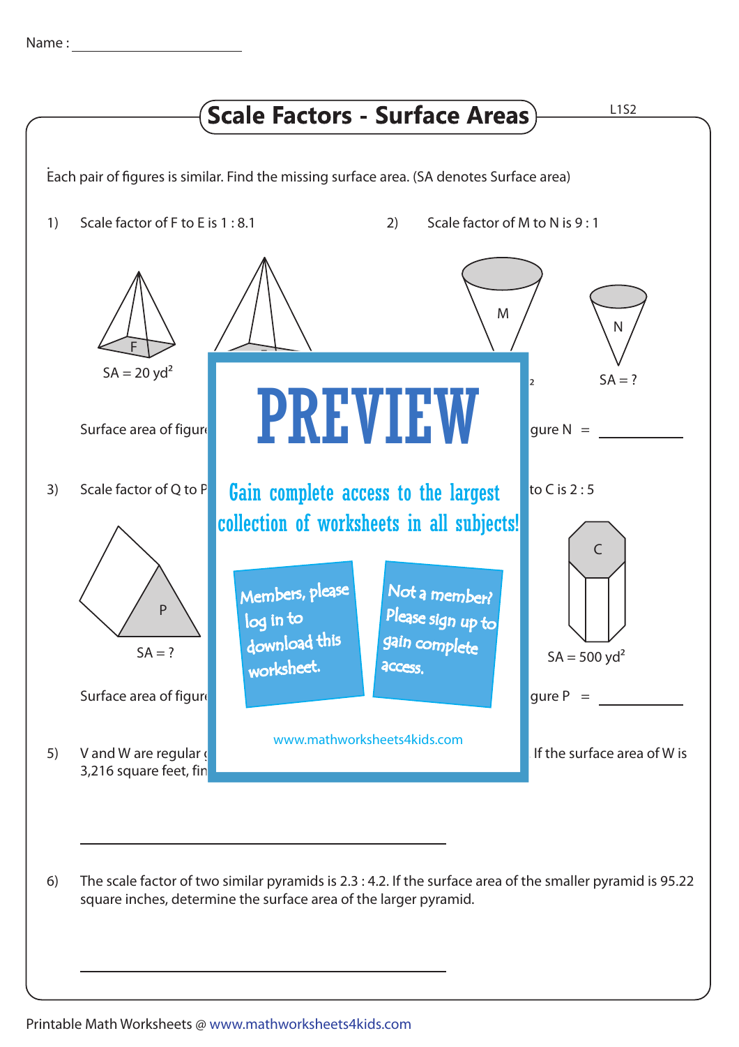Name : ____________________

# Scale Factors - Surface Areas

Each pair of figures is similar. Find the missing surface area. (SA denotes Surface area)

1) Scale factor of F to E is 1 : 8.1

F

SA = 20 yd²

Surface area of figur

2) Scale factor of M to N is 9 : 1

M

N

SA = ?

gure N = ____________

3) Scale factor of Q to P

P

SA = ?

Surface area of figur

to C is 2 : 5

C

SA = 500 yd²

gure P = ____________

PREVIEW

Gain complete access to the largest collection of worksheets in all subjects!

Members, please log in to download this worksheet.

Not a member? Please sign up to gain complete access.

www.mathworksheets4kids.com

5) V and W are regular

3,216 square feet, fin

If the surface area of W is

____________________________________

6) The scale factor of two similar pyramids is 2.3 : 4.2. If the surface area of the smaller pyramid is 95.22 square inches, determine the surface area of the larger pyramid.

____________________________________

Printable Math Worksheets @ www.mathworksheets4kids.com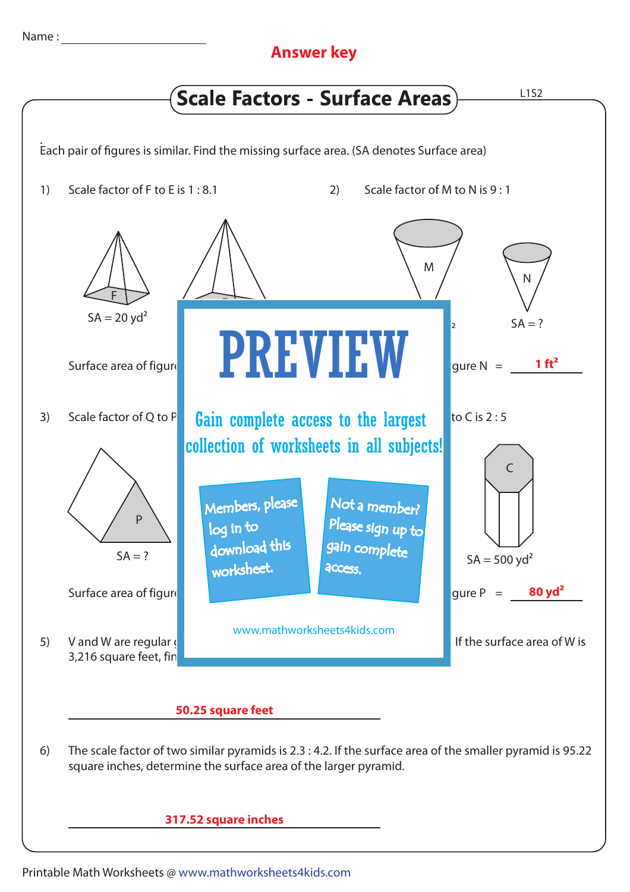Name : ____________________

**Answer key**

# Scale Factors - Surface Areas

L1S2

Each pair of figures is similar. Find the missing surface area. (SA denotes Surface area)

1) Scale factor of F to E is 1 : 8.1

F

SA = 20 yd²

Surface area of figur

2) Scale factor of M to N is 9 : 1

M

N

SA = ?

gure N = **1 ft²**

3) Scale factor of Q to P

P

SA = ?

Surface area of figur

to C is 2 : 5

C

SA = 500 yd²

gure P = **80 yd²**

**PREVIEW**

Gain complete access to the largest collection of worksheets in all subjects!

Members, please log in to download this worksheet.

Not a member? Please sign up to gain complete access.

www.mathworksheets4kids.com

5) V and W are regular ... If the surface area of W is 3,216 square feet, fin

**50.25 square feet**

6) The scale factor of two similar pyramids is 2.3 : 4.2. If the surface area of the smaller pyramid is 95.22 square inches, determine the surface area of the larger pyramid.

**317.52 square inches**

Printable Math Worksheets @ www.mathworksheets4kids.com